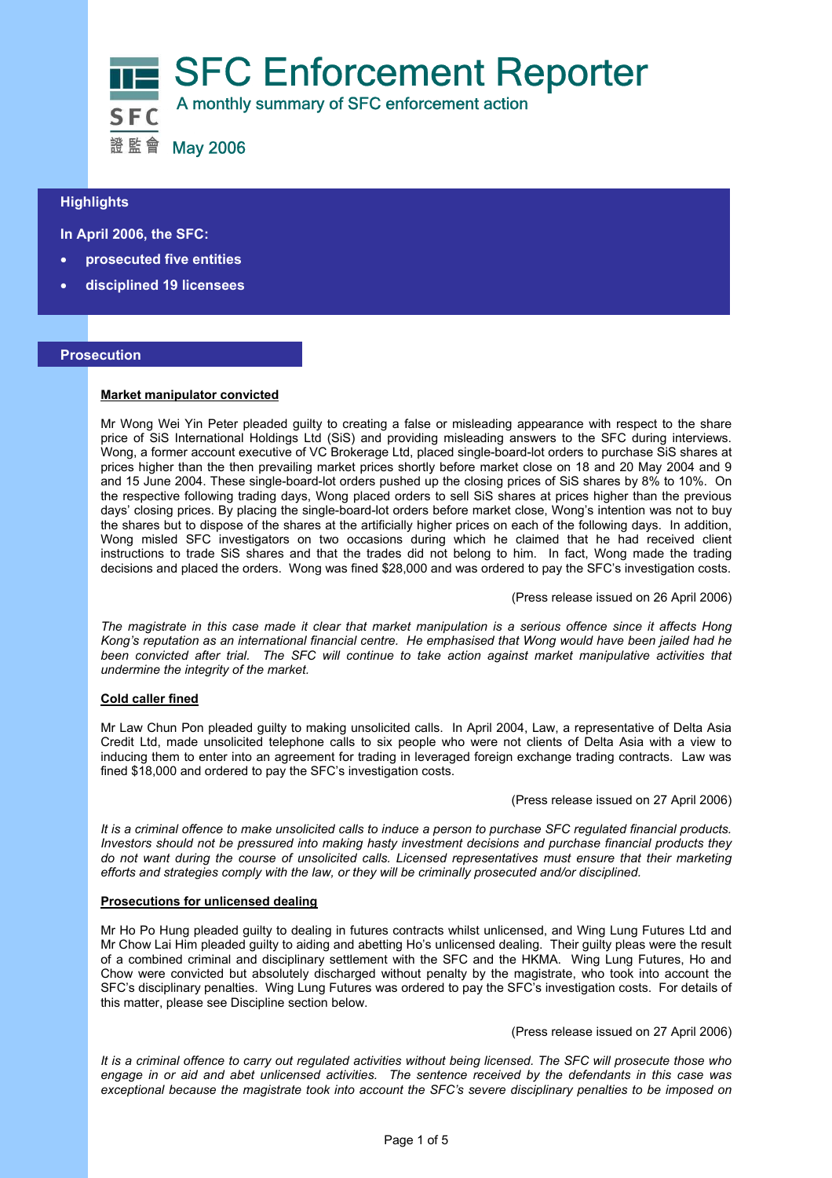# SFC Enforcement Reporter

A monthly summary of SFC enforcement action

SFC 證監會

May 2006

## Highlights

**In April 2006, the SFC:**

- **prosecuted five entities**
- **disciplined 19 licensees**

## Prosecution

### Market manipulator convicted

Mr Wong Wei Yin Peter pleaded guilty to creating a false or misleading appearance with respect to the share price of SiS International Holdings Ltd (SiS) and providing misleading answers to the SFC during interviews. Wong, a former account executive of VC Brokerage Ltd, placed single-board-lot orders to purchase SiS shares at prices higher than the then prevailing market prices shortly before market close on 18 and 20 May 2004 and 9 and 15 June 2004. These single-board-lot orders pushed up the closing prices of SiS shares by 8% to 10%. On the respective following trading days, Wong placed orders to sell SiS shares at prices higher than the previous days' closing prices. By placing the single-board-lot orders before market close, Wong's intention was not to buy the shares but to dispose of the shares at the artificially higher prices on each of the following days. In addition, Wong misled SFC investigators on two occasions during which he claimed that he had received client instructions to trade SiS shares and that the trades did not belong to him. In fact, Wong made the trading decisions and placed the orders. Wong was fined $28,000 and was ordered to pay the SFC's investigation costs.

(Press release issued on 26 April 2006)

*The magistrate in this case made it clear that market manipulation is a serious offence since it affects Hong Kong's reputation as an international financial centre. He emphasised that Wong would have been jailed had he been convicted after trial. The SFC will continue to take action against market manipulative activities that undermine the integrity of the market.*

### Cold caller fined

Mr Law Chun Pon pleaded guilty to making unsolicited calls. In April 2004, Law, a representative of Delta Asia Credit Ltd, made unsolicited telephone calls to six people who were not clients of Delta Asia with a view to inducing them to enter into an agreement for trading in leveraged foreign exchange trading contracts. Law was fined $18,000 and ordered to pay the SFC's investigation costs.

(Press release issued on 27 April 2006)

*It is a criminal offence to make unsolicited calls to induce a person to purchase SFC regulated financial products. Investors should not be pressured into making hasty investment decisions and purchase financial products they do not want during the course of unsolicited calls. Licensed representatives must ensure that their marketing efforts and strategies comply with the law, or they will be criminally prosecuted and/or disciplined.*

### Prosecutions for unlicensed dealing

Mr Ho Po Hung pleaded guilty to dealing in futures contracts whilst unlicensed, and Wing Lung Futures Ltd and Mr Chow Lai Him pleaded guilty to aiding and abetting Ho's unlicensed dealing. Their guilty pleas were the result of a combined criminal and disciplinary settlement with the SFC and the HKMA. Wing Lung Futures, Ho and Chow were convicted but absolutely discharged without penalty by the magistrate, who took into account the SFC's disciplinary penalties. Wing Lung Futures was ordered to pay the SFC's investigation costs. For details of this matter, please see Discipline section below.

(Press release issued on 27 April 2006)

*It is a criminal offence to carry out regulated activities without being licensed. The SFC will prosecute those who engage in or aid and abet unlicensed activities. The sentence received by the defendants in this case was exceptional because the magistrate took into account the SFC's severe disciplinary penalties to be imposed on*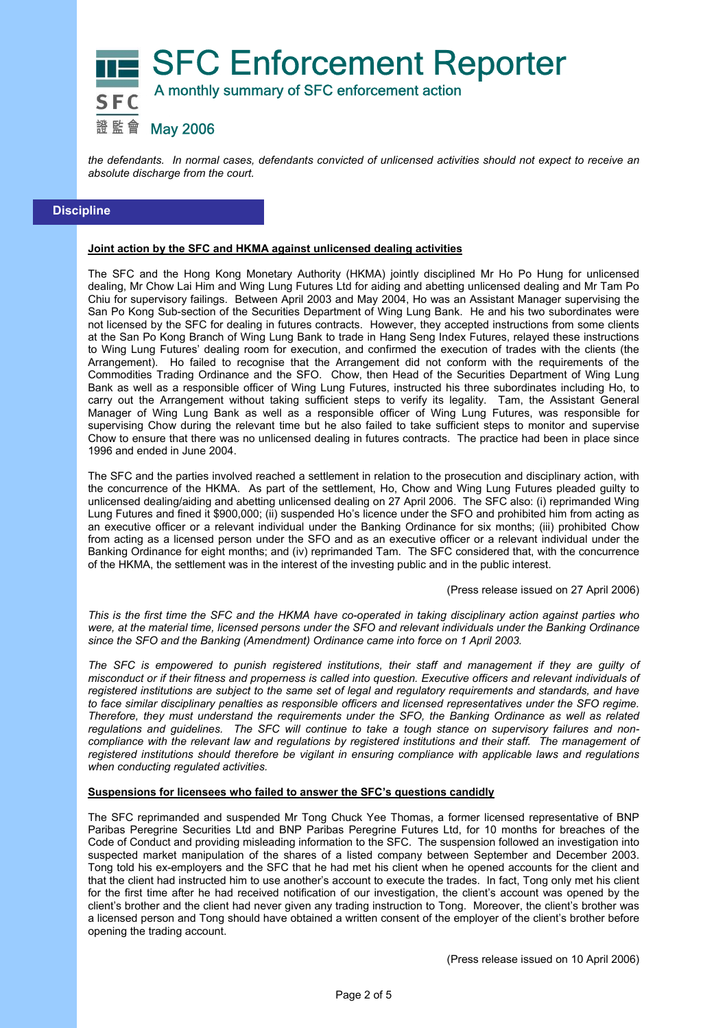*the defendants. In normal cases, defendants convicted of unlicensed activities should not expect to receive an absolute discharge from the court.*

## Discipline

**Joint action by the SFC and HKMA against unlicensed dealing activities**

The SFC and the Hong Kong Monetary Authority (HKMA) jointly disciplined Mr Ho Po Hung for unlicensed dealing, Mr Chow Lai Him and Wing Lung Futures Ltd for aiding and abetting unlicensed dealing and Mr Tam Po Chiu for supervisory failings. Between April 2003 and May 2004, Ho was an Assistant Manager supervising the San Po Kong Sub-section of the Securities Department of Wing Lung Bank. He and his two subordinates were not licensed by the SFC for dealing in futures contracts. However, they accepted instructions from some clients at the San Po Kong Branch of Wing Lung Bank to trade in Hang Seng Index Futures, relayed these instructions to Wing Lung Futures' dealing room for execution, and confirmed the execution of trades with the clients (the Arrangement). Ho failed to recognise that the Arrangement did not conform with the requirements of the Commodities Trading Ordinance and the SFO. Chow, then Head of the Securities Department of Wing Lung Bank as well as a responsible officer of Wing Lung Futures, instructed his three subordinates including Ho, to carry out the Arrangement without taking sufficient steps to verify its legality. Tam, the Assistant General Manager of Wing Lung Bank as well as a responsible officer of Wing Lung Futures, was responsible for supervising Chow during the relevant time but he also failed to take sufficient steps to monitor and supervise Chow to ensure that there was no unlicensed dealing in futures contracts. The practice had been in place since 1996 and ended in June 2004.

The SFC and the parties involved reached a settlement in relation to the prosecution and disciplinary action, with the concurrence of the HKMA. As part of the settlement, Ho, Chow and Wing Lung Futures pleaded guilty to unlicensed dealing/aiding and abetting unlicensed dealing on 27 April 2006. The SFC also: (i) reprimanded Wing Lung Futures and fined it $900,000; (ii) suspended Ho's licence under the SFO and prohibited him from acting as an executive officer or a relevant individual under the Banking Ordinance for six months; (iii) prohibited Chow from acting as a licensed person under the SFO and as an executive officer or a relevant individual under the Banking Ordinance for eight months; and (iv) reprimanded Tam. The SFC considered that, with the concurrence of the HKMA, the settlement was in the interest of the investing public and in the public interest.

(Press release issued on 27 April 2006)

*This is the first time the SFC and the HKMA have co-operated in taking disciplinary action against parties who were, at the material time, licensed persons under the SFO and relevant individuals under the Banking Ordinance since the SFO and the Banking (Amendment) Ordinance came into force on 1 April 2003.*

*The SFC is empowered to punish registered institutions, their staff and management if they are guilty of misconduct or if their fitness and properness is called into question. Executive officers and relevant individuals of registered institutions are subject to the same set of legal and regulatory requirements and standards, and have to face similar disciplinary penalties as responsible officers and licensed representatives under the SFO regime. Therefore, they must understand the requirements under the SFO, the Banking Ordinance as well as related regulations and guidelines. The SFC will continue to take a tough stance on supervisory failures and non-compliance with the relevant law and regulations by registered institutions and their staff. The management of registered institutions should therefore be vigilant in ensuring compliance with applicable laws and regulations when conducting regulated activities.*

**Suspensions for licensees who failed to answer the SFC's questions candidly**

The SFC reprimanded and suspended Mr Tong Chuck Yee Thomas, a former licensed representative of BNP Paribas Peregrine Securities Ltd and BNP Paribas Peregrine Futures Ltd, for 10 months for breaches of the Code of Conduct and providing misleading information to the SFC. The suspension followed an investigation into suspected market manipulation of the shares of a listed company between September and December 2003. Tong told his ex-employers and the SFC that he had met his client when he opened accounts for the client and that the client had instructed him to use another's account to execute the trades. In fact, Tong only met his client for the first time after he had received notification of our investigation, the client's account was opened by the client's brother and the client had never given any trading instruction to Tong. Moreover, the client's brother was a licensed person and Tong should have obtained a written consent of the employer of the client's brother before opening the trading account.

(Press release issued on 10 April 2006)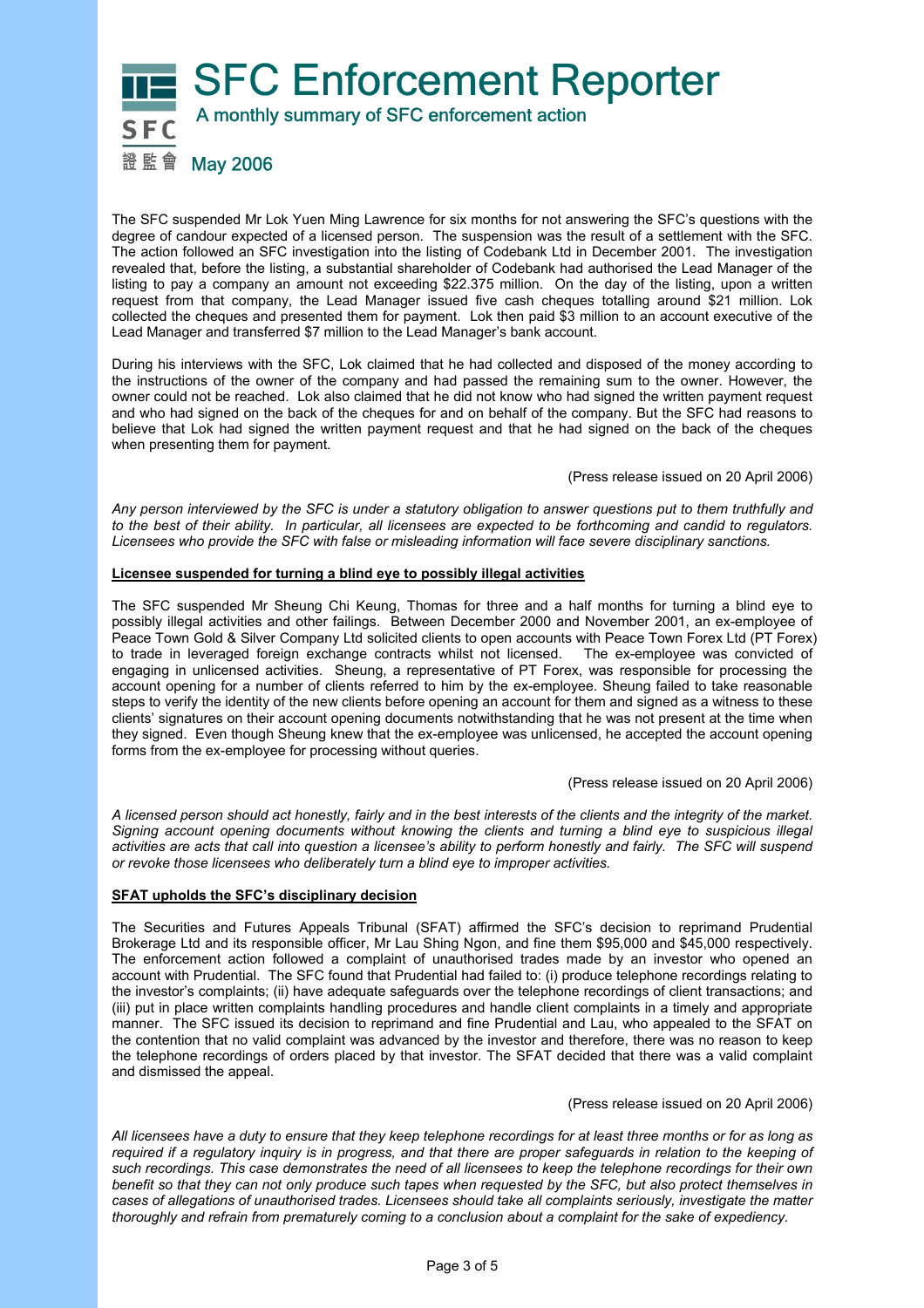# SFC Enforcement Reporter

A monthly summary of SFC enforcement action

May 2006

The SFC suspended Mr Lok Yuen Ming Lawrence for six months for not answering the SFC's questions with the degree of candour expected of a licensed person. The suspension was the result of a settlement with the SFC. The action followed an SFC investigation into the listing of Codebank Ltd in December 2001. The investigation revealed that, before the listing, a substantial shareholder of Codebank had authorised the Lead Manager of the listing to pay a company an amount not exceeding $22.375 million. On the day of the listing, upon a written request from that company, the Lead Manager issued five cash cheques totalling around $21 million. Lok collected the cheques and presented them for payment. Lok then paid $3 million to an account executive of the Lead Manager and transferred $7 million to the Lead Manager's bank account.

During his interviews with the SFC, Lok claimed that he had collected and disposed of the money according to the instructions of the owner of the company and had passed the remaining sum to the owner. However, the owner could not be reached. Lok also claimed that he did not know who had signed the written payment request and who had signed on the back of the cheques for and on behalf of the company. But the SFC had reasons to believe that Lok had signed the written payment request and that he had signed on the back of the cheques when presenting them for payment.

(Press release issued on 20 April 2006)

*Any person interviewed by the SFC is under a statutory obligation to answer questions put to them truthfully and to the best of their ability. In particular, all licensees are expected to be forthcoming and candid to regulators. Licensees who provide the SFC with false or misleading information will face severe disciplinary sanctions.*

**Licensee suspended for turning a blind eye to possibly illegal activities**

The SFC suspended Mr Sheung Chi Keung, Thomas for three and a half months for turning a blind eye to possibly illegal activities and other failings. Between December 2000 and November 2001, an ex-employee of Peace Town Gold & Silver Company Ltd solicited clients to open accounts with Peace Town Forex Ltd (PT Forex) to trade in leveraged foreign exchange contracts whilst not licensed. The ex-employee was convicted of engaging in unlicensed activities. Sheung, a representative of PT Forex, was responsible for processing the account opening for a number of clients referred to him by the ex-employee. Sheung failed to take reasonable steps to verify the identity of the new clients before opening an account for them and signed as a witness to these clients' signatures on their account opening documents notwithstanding that he was not present at the time when they signed. Even though Sheung knew that the ex-employee was unlicensed, he accepted the account opening forms from the ex-employee for processing without queries.

(Press release issued on 20 April 2006)

*A licensed person should act honestly, fairly and in the best interests of the clients and the integrity of the market. Signing account opening documents without knowing the clients and turning a blind eye to suspicious illegal activities are acts that call into question a licensee's ability to perform honestly and fairly. The SFC will suspend or revoke those licensees who deliberately turn a blind eye to improper activities.*

**SFAT upholds the SFC's disciplinary decision**

The Securities and Futures Appeals Tribunal (SFAT) affirmed the SFC's decision to reprimand Prudential Brokerage Ltd and its responsible officer, Mr Lau Shing Ngon, and fine them $95,000 and $45,000 respectively. The enforcement action followed a complaint of unauthorised trades made by an investor who opened an account with Prudential. The SFC found that Prudential had failed to: (i) produce telephone recordings relating to the investor's complaints; (ii) have adequate safeguards over the telephone recordings of client transactions; and (iii) put in place written complaints handling procedures and handle client complaints in a timely and appropriate manner. The SFC issued its decision to reprimand and fine Prudential and Lau, who appealed to the SFAT on the contention that no valid complaint was advanced by the investor and therefore, there was no reason to keep the telephone recordings of orders placed by that investor. The SFAT decided that there was a valid complaint and dismissed the appeal.

(Press release issued on 20 April 2006)

*All licensees have a duty to ensure that they keep telephone recordings for at least three months or for as long as required if a regulatory inquiry is in progress, and that there are proper safeguards in relation to the keeping of such recordings. This case demonstrates the need of all licensees to keep the telephone recordings for their own benefit so that they can not only produce such tapes when requested by the SFC, but also protect themselves in cases of allegations of unauthorised trades. Licensees should take all complaints seriously, investigate the matter thoroughly and refrain from prematurely coming to a conclusion about a complaint for the sake of expediency.*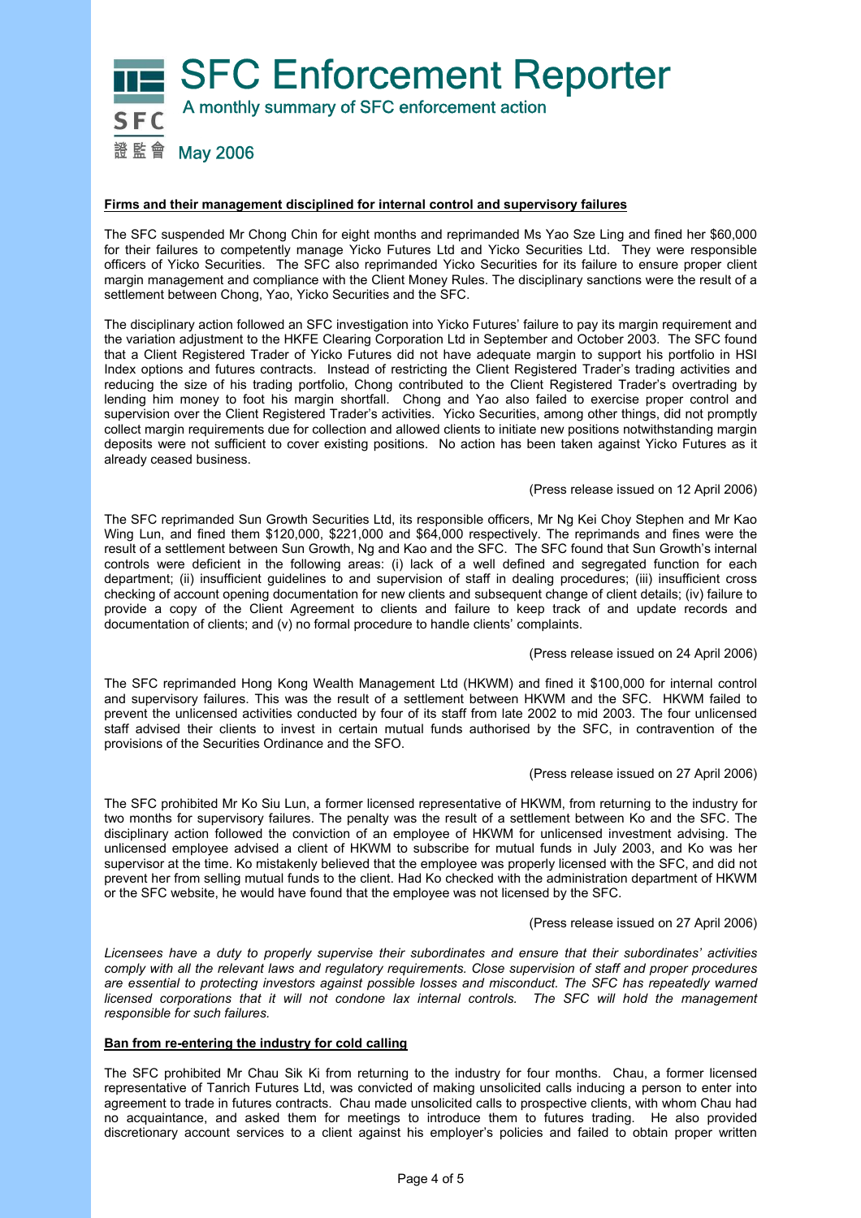# SFC Enforcement Reporter

A monthly summary of SFC enforcement action

May 2006

**Firms and their management disciplined for internal control and supervisory failures**

The SFC suspended Mr Chong Chin for eight months and reprimanded Ms Yao Sze Ling and fined her $60,000 for their failures to competently manage Yicko Futures Ltd and Yicko Securities Ltd. They were responsible officers of Yicko Securities. The SFC also reprimanded Yicko Securities for its failure to ensure proper client margin management and compliance with the Client Money Rules. The disciplinary sanctions were the result of a settlement between Chong, Yao, Yicko Securities and the SFC.

The disciplinary action followed an SFC investigation into Yicko Futures' failure to pay its margin requirement and the variation adjustment to the HKFE Clearing Corporation Ltd in September and October 2003. The SFC found that a Client Registered Trader of Yicko Futures did not have adequate margin to support his portfolio in HSI Index options and futures contracts. Instead of restricting the Client Registered Trader's trading activities and reducing the size of his trading portfolio, Chong contributed to the Client Registered Trader's overtrading by lending him money to foot his margin shortfall. Chong and Yao also failed to exercise proper control and supervision over the Client Registered Trader's activities. Yicko Securities, among other things, did not promptly collect margin requirements due for collection and allowed clients to initiate new positions notwithstanding margin deposits were not sufficient to cover existing positions. No action has been taken against Yicko Futures as it already ceased business.

(Press release issued on 12 April 2006)

The SFC reprimanded Sun Growth Securities Ltd, its responsible officers, Mr Ng Kei Choy Stephen and Mr Kao Wing Lun, and fined them $120,000, $221,000 and $64,000 respectively. The reprimands and fines were the result of a settlement between Sun Growth, Ng and Kao and the SFC. The SFC found that Sun Growth's internal controls were deficient in the following areas: (i) lack of a well defined and segregated function for each department; (ii) insufficient guidelines to and supervision of staff in dealing procedures; (iii) insufficient cross checking of account opening documentation for new clients and subsequent change of client details; (iv) failure to provide a copy of the Client Agreement to clients and failure to keep track of and update records and documentation of clients; and (v) no formal procedure to handle clients' complaints.

(Press release issued on 24 April 2006)

The SFC reprimanded Hong Kong Wealth Management Ltd (HKWM) and fined it $100,000 for internal control and supervisory failures. This was the result of a settlement between HKWM and the SFC. HKWM failed to prevent the unlicensed activities conducted by four of its staff from late 2002 to mid 2003. The four unlicensed staff advised their clients to invest in certain mutual funds authorised by the SFC, in contravention of the provisions of the Securities Ordinance and the SFO.

(Press release issued on 27 April 2006)

The SFC prohibited Mr Ko Siu Lun, a former licensed representative of HKWM, from returning to the industry for two months for supervisory failures. The penalty was the result of a settlement between Ko and the SFC. The disciplinary action followed the conviction of an employee of HKWM for unlicensed investment advising. The unlicensed employee advised a client of HKWM to subscribe for mutual funds in July 2003, and Ko was her supervisor at the time. Ko mistakenly believed that the employee was properly licensed with the SFC, and did not prevent her from selling mutual funds to the client. Had Ko checked with the administration department of HKWM or the SFC website, he would have found that the employee was not licensed by the SFC.

(Press release issued on 27 April 2006)

*Licensees have a duty to properly supervise their subordinates and ensure that their subordinates' activities comply with all the relevant laws and regulatory requirements. Close supervision of staff and proper procedures are essential to protecting investors against possible losses and misconduct. The SFC has repeatedly warned licensed corporations that it will not condone lax internal controls. The SFC will hold the management responsible for such failures.*

**Ban from re-entering the industry for cold calling**

The SFC prohibited Mr Chau Sik Ki from returning to the industry for four months. Chau, a former licensed representative of Tanrich Futures Ltd, was convicted of making unsolicited calls inducing a person to enter into agreement to trade in futures contracts. Chau made unsolicited calls to prospective clients, with whom Chau had no acquaintance, and asked them for meetings to introduce them to futures trading. He also provided discretionary account services to a client against his employer's policies and failed to obtain proper written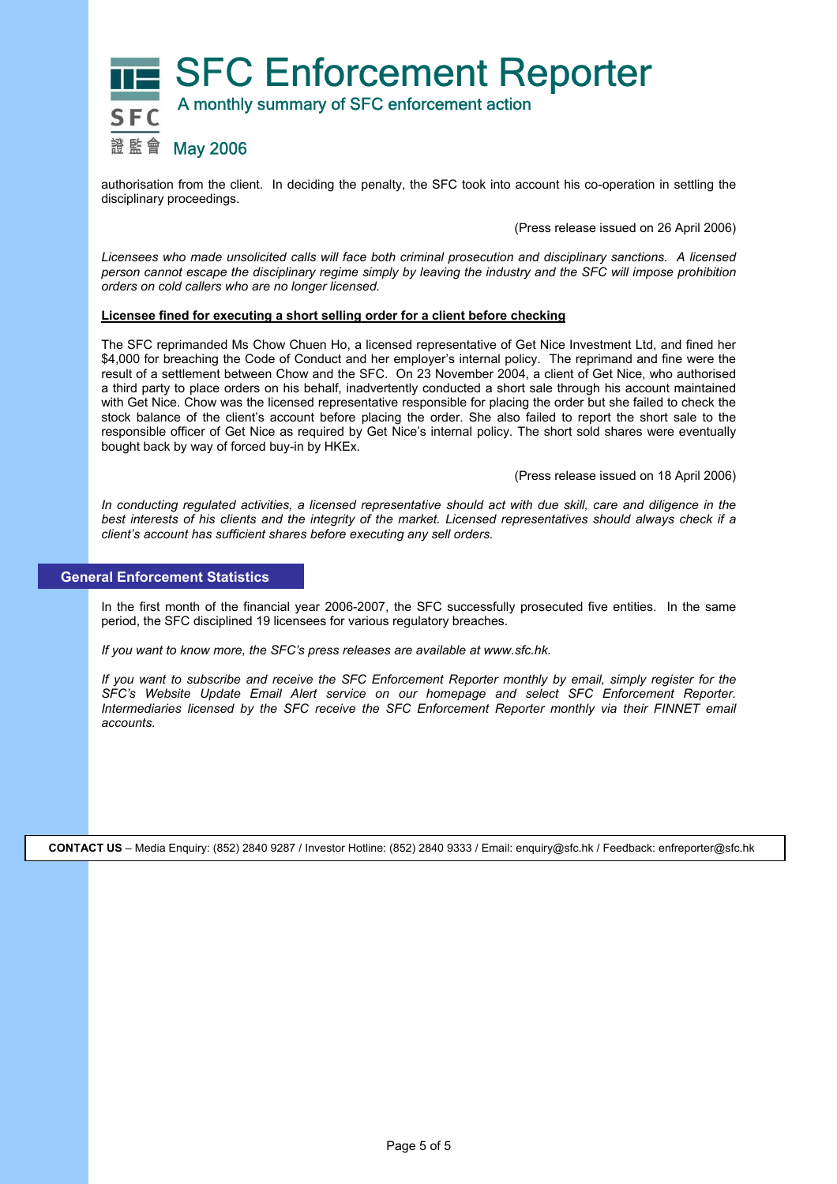authorisation from the client. In deciding the penalty, the SFC took into account his co-operation in settling the disciplinary proceedings.

(Press release issued on 26 April 2006)

*Licensees who made unsolicited calls will face both criminal prosecution and disciplinary sanctions. A licensed person cannot escape the disciplinary regime simply by leaving the industry and the SFC will impose prohibition orders on cold callers who are no longer licensed.*

**Licensee fined for executing a short selling order for a client before checking**

The SFC reprimanded Ms Chow Chuen Ho, a licensed representative of Get Nice Investment Ltd, and fined her $4,000 for breaching the Code of Conduct and her employer's internal policy. The reprimand and fine were the result of a settlement between Chow and the SFC. On 23 November 2004, a client of Get Nice, who authorised a third party to place orders on his behalf, inadvertently conducted a short sale through his account maintained with Get Nice. Chow was the licensed representative responsible for placing the order but she failed to check the stock balance of the client's account before placing the order. She also failed to report the short sale to the responsible officer of Get Nice as required by Get Nice's internal policy. The short sold shares were eventually bought back by way of forced buy-in by HKEx.

(Press release issued on 18 April 2006)

*In conducting regulated activities, a licensed representative should act with due skill, care and diligence in the best interests of his clients and the integrity of the market. Licensed representatives should always check if a client's account has sufficient shares before executing any sell orders.*

## General Enforcement Statistics

In the first month of the financial year 2006-2007, the SFC successfully prosecuted five entities. In the same period, the SFC disciplined 19 licensees for various regulatory breaches.

*If you want to know more, the SFC's press releases are available at www.sfc.hk.*

*If you want to subscribe and receive the SFC Enforcement Reporter monthly by email, simply register for the SFC's Website Update Email Alert service on our homepage and select SFC Enforcement Reporter. Intermediaries licensed by the SFC receive the SFC Enforcement Reporter monthly via their FINNET email accounts.*

**CONTACT US** – Media Enquiry: (852) 2840 9287 / Investor Hotline: (852) 2840 9333 / Email: enquiry@sfc.hk / Feedback: enfreporter@sfc.hk